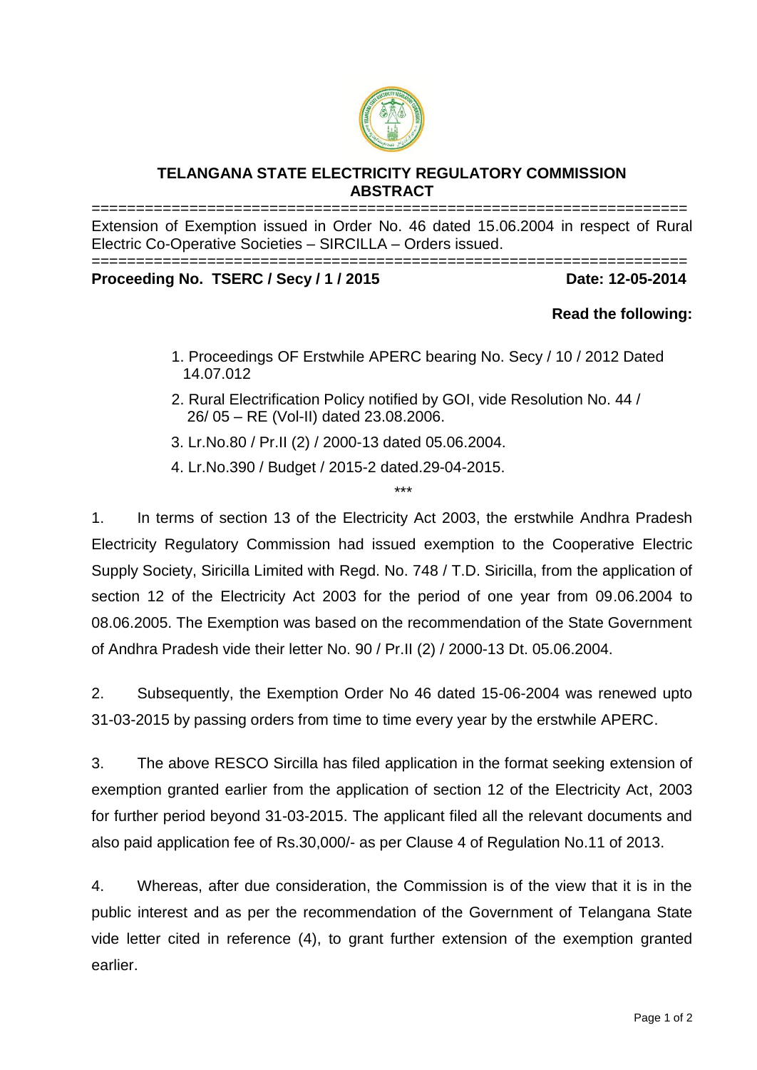# TELANGANA STATE ELECTRICITY REGULATORY COMMISSION

## ABSTRACT

---

Extension of Exemption issued in Order No. 46 dated 15.06.2004 in respect of Rural Electric Co-Operative Societies – SIRCILLA – Orders issued.

---

**Proceeding No. TSERC / Secy / 1 / 2015** **Date: 12-05-2014**

**Read the following:**

1. Proceedings OF Erstwhile APERC bearing No. Secy / 10 / 2012 Dated 14.07.012
2. Rural Electrification Policy notified by GOI, vide Resolution No. 44 / 26/ 05 – RE (Vol-II) dated 23.08.2006.
3. Lr.No.80 / Pr.II (2) / 2000-13 dated 05.06.2004.
4. Lr.No.390 / Budget / 2015-2 dated.29-04-2015.

***

1. In terms of section 13 of the Electricity Act 2003, the erstwhile Andhra Pradesh Electricity Regulatory Commission had issued exemption to the Cooperative Electric Supply Society, Siricilla Limited with Regd. No. 748 / T.D. Siricilla, from the application of section 12 of the Electricity Act 2003 for the period of one year from 09.06.2004 to 08.06.2005. The Exemption was based on the recommendation of the State Government of Andhra Pradesh vide their letter No. 90 / Pr.II (2) / 2000-13 Dt. 05.06.2004.

2. Subsequently, the Exemption Order No 46 dated 15-06-2004 was renewed upto 31-03-2015 by passing orders from time to time every year by the erstwhile APERC.

3. The above RESCO Sircilla has filed application in the format seeking extension of exemption granted earlier from the application of section 12 of the Electricity Act, 2003 for further period beyond 31-03-2015. The applicant filed all the relevant documents and also paid application fee of Rs.30,000/- as per Clause 4 of Regulation No.11 of 2013.

4. Whereas, after due consideration, the Commission is of the view that it is in the public interest and as per the recommendation of the Government of Telangana State vide letter cited in reference (4), to grant further extension of the exemption granted earlier.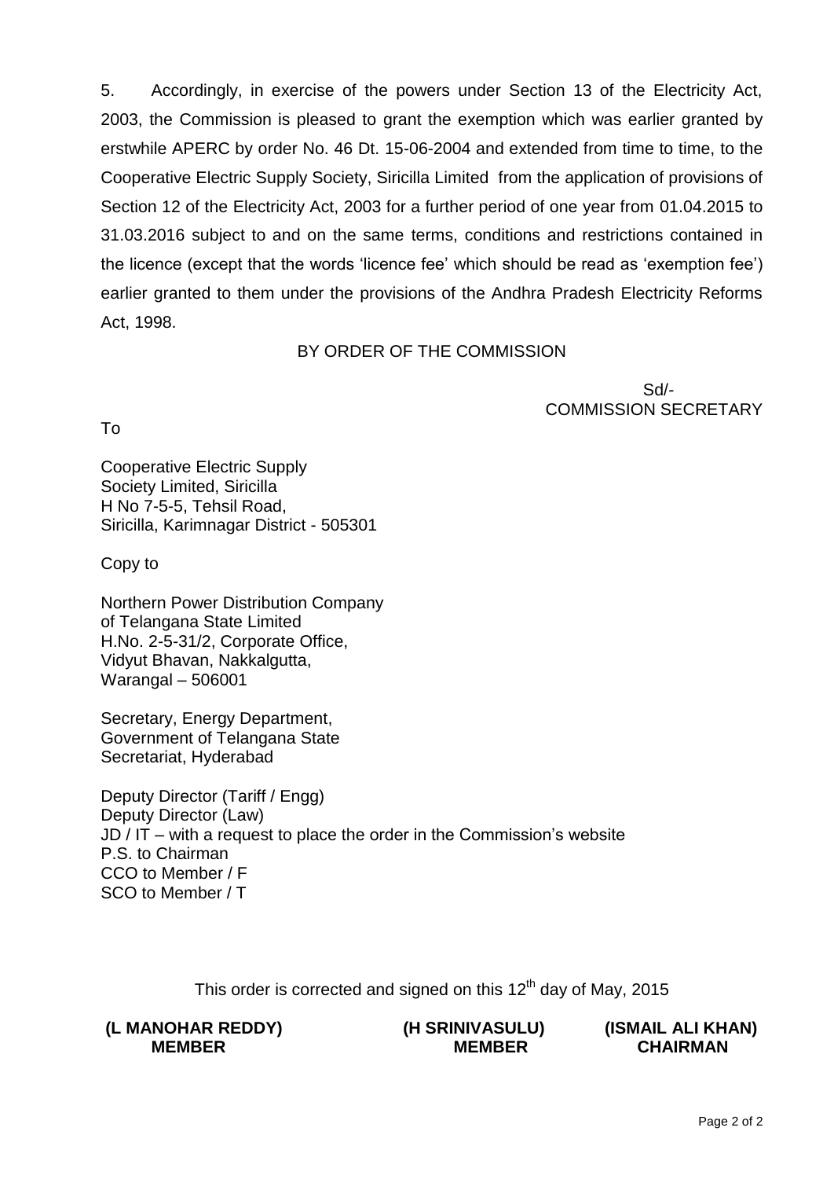5. Accordingly, in exercise of the powers under Section 13 of the Electricity Act, 2003, the Commission is pleased to grant the exemption which was earlier granted by erstwhile APERC by order No. 46 Dt. 15-06-2004 and extended from time to time, to the Cooperative Electric Supply Society, Siricilla Limited from the application of provisions of Section 12 of the Electricity Act, 2003 for a further period of one year from 01.04.2015 to 31.03.2016 subject to and on the same terms, conditions and restrictions contained in the licence (except that the words 'licence fee' which should be read as 'exemption fee') earlier granted to them under the provisions of the Andhra Pradesh Electricity Reforms Act, 1998.

BY ORDER OF THE COMMISSION

Sd/-
COMMISSION SECRETARY

To

Cooperative Electric Supply
Society Limited, Siricilla
H No 7-5-5, Tehsil Road,
Siricilla, Karimnagar District - 505301

Copy to

Northern Power Distribution Company
of Telangana State Limited
H.No. 2-5-31/2, Corporate Office,
Vidyut Bhavan, Nakkalgutta,
Warangal – 506001

Secretary, Energy Department,
Government of Telangana State
Secretariat, Hyderabad

Deputy Director (Tariff / Engg)
Deputy Director (Law)
JD / IT – with a request to place the order in the Commission's website
P.S. to Chairman
CCO to Member / F
SCO to Member / T

This order is corrected and signed on this 12th day of May, 2015

| | | |
|---|---|---|
| **(L MANOHAR REDDY)** | **(H SRINIVASULU)** | **(ISMAIL ALI KHAN)** |
| **MEMBER** | **MEMBER** | **CHAIRMAN** |